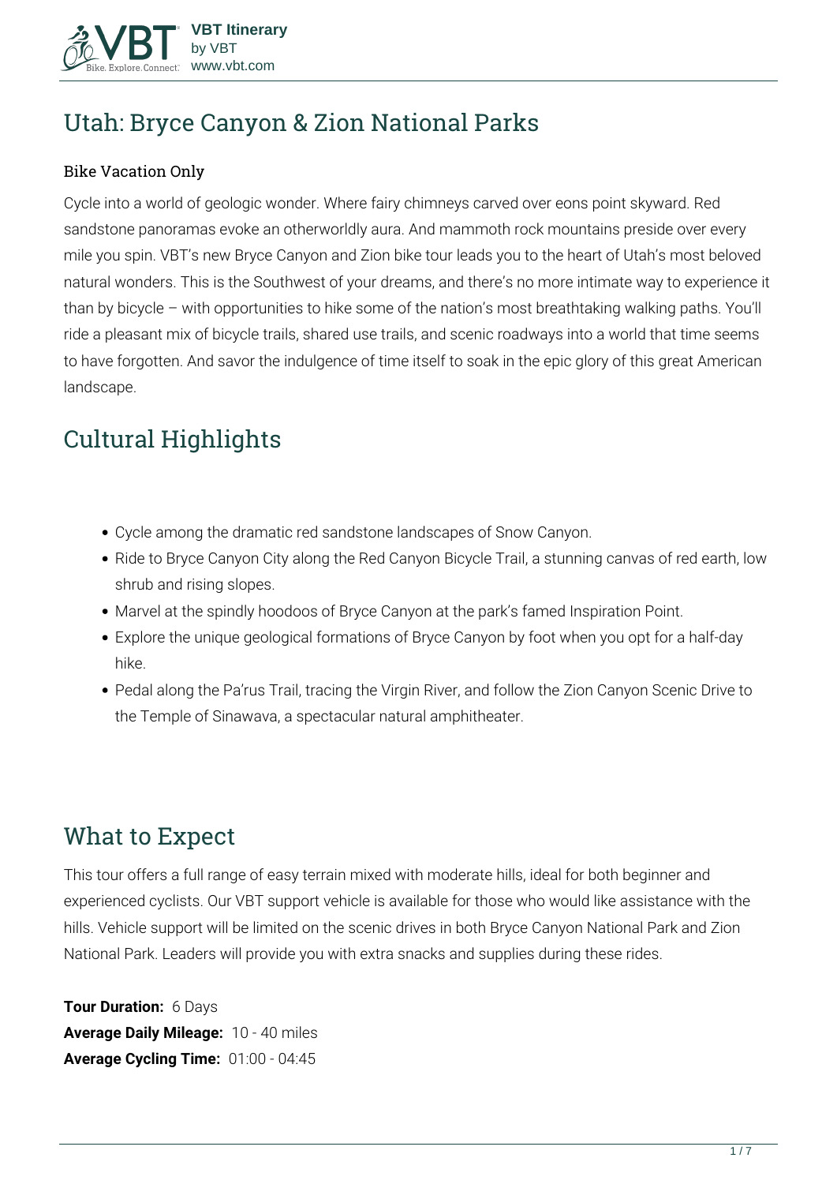# Utah: Bryce Canyon & Zion National Parks

### Bike Vacation Only

Cycle into a world of geologic wonder. Where fairy chimneys carved over eons point skyward. Red sandstone panoramas evoke an otherworldly aura. And mammoth rock mountains preside over every mile you spin. VBT's new Bryce Canyon and Zion bike tour leads you to the heart of Utah's most beloved natural wonders. This is the Southwest of your dreams, and there's no more intimate way to experience it than by bicycle – with opportunities to hike some of the nation's most breathtaking walking paths. You'll ride a pleasant mix of bicycle trails, shared use trails, and scenic roadways into a world that time seems to have forgotten. And savor the indulgence of time itself to soak in the epic glory of this great American landscape.

## Cultural Highlights

- Cycle among the dramatic red sandstone landscapes of Snow Canyon.
- Ride to Bryce Canyon City along the Red Canyon Bicycle Trail, a stunning canvas of red earth, low shrub and rising slopes.
- Marvel at the spindly hoodoos of Bryce Canyon at the park's famed Inspiration Point.
- Explore the unique geological formations of Bryce Canyon by foot when you opt for a half-day hike.
- Pedal along the Pa'rus Trail, tracing the Virgin River, and follow the Zion Canyon Scenic Drive to the Temple of Sinawava, a spectacular natural amphitheater.

## What to Expect

This tour offers a full range of easy terrain mixed with moderate hills, ideal for both beginner and experienced cyclists. Our VBT support vehicle is available for those who would like assistance with the hills. Vehicle support will be limited on the scenic drives in both Bryce Canyon National Park and Zion National Park. Leaders will provide you with extra snacks and supplies during these rides.

**Tour Duration:** 6 Days
**Average Daily Mileage:** 10 - 40 miles
**Average Cycling Time:** 01:00 - 04:45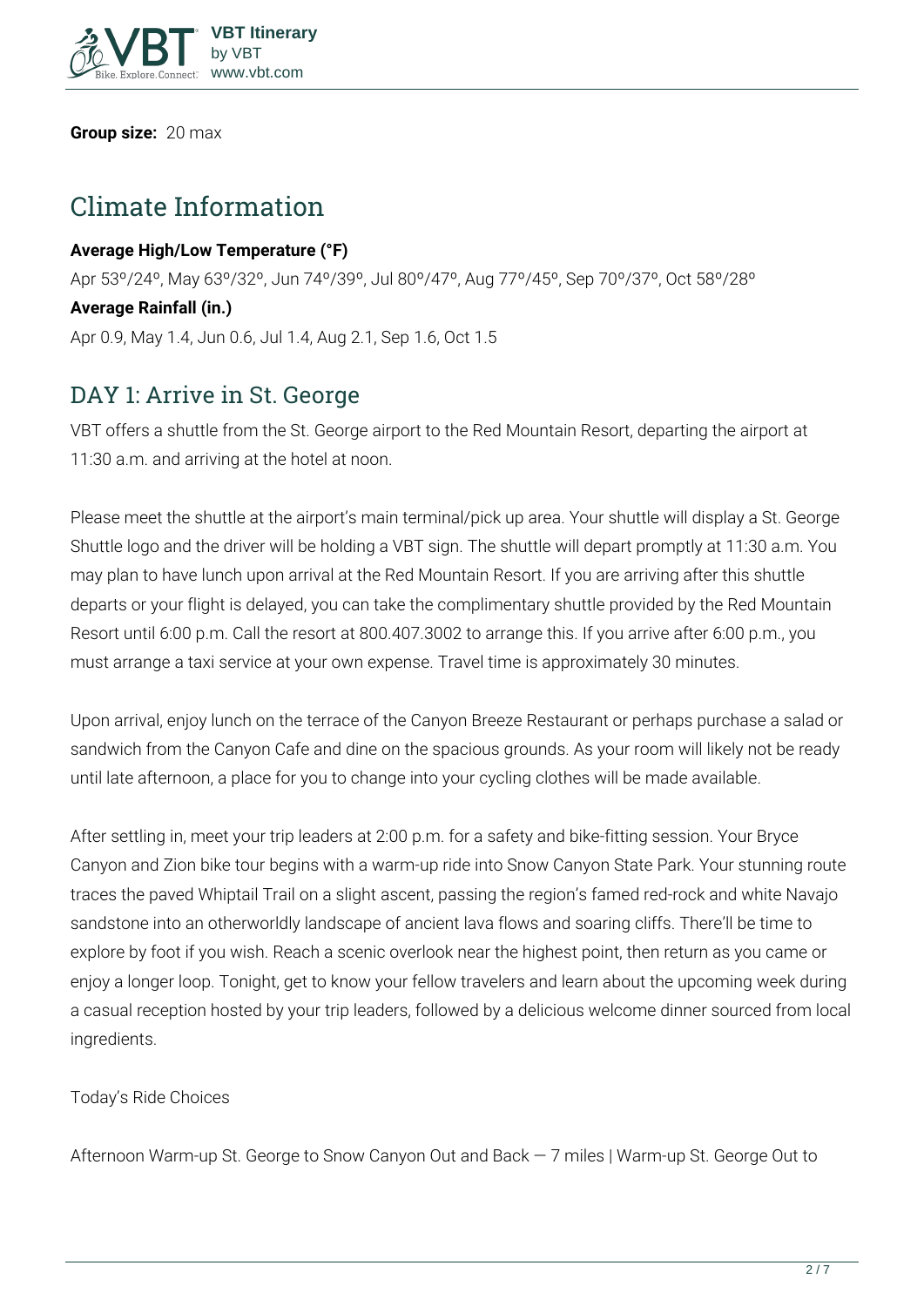**Group size:** 20 max

## Climate Information

**Average High/Low Temperature (°F)**

Apr 53º/24º, May 63º/32º, Jun 74º/39º, Jul 80º/47º, Aug 77º/45º, Sep 70º/37º, Oct 58º/28º

**Average Rainfall (in.)**

Apr 0.9, May 1.4, Jun 0.6, Jul 1.4, Aug 2.1, Sep 1.6, Oct 1.5

## DAY 1: Arrive in St. George

VBT offers a shuttle from the St. George airport to the Red Mountain Resort, departing the airport at 11:30 a.m. and arriving at the hotel at noon.

Please meet the shuttle at the airport's main terminal/pick up area. Your shuttle will display a St. George Shuttle logo and the driver will be holding a VBT sign. The shuttle will depart promptly at 11:30 a.m. You may plan to have lunch upon arrival at the Red Mountain Resort. If you are arriving after this shuttle departs or your flight is delayed, you can take the complimentary shuttle provided by the Red Mountain Resort until 6:00 p.m. Call the resort at 800.407.3002 to arrange this. If you arrive after 6:00 p.m., you must arrange a taxi service at your own expense. Travel time is approximately 30 minutes.

Upon arrival, enjoy lunch on the terrace of the Canyon Breeze Restaurant or perhaps purchase a salad or sandwich from the Canyon Cafe and dine on the spacious grounds. As your room will likely not be ready until late afternoon, a place for you to change into your cycling clothes will be made available.

After settling in, meet your trip leaders at 2:00 p.m. for a safety and bike-fitting session. Your Bryce Canyon and Zion bike tour begins with a warm-up ride into Snow Canyon State Park. Your stunning route traces the paved Whiptail Trail on a slight ascent, passing the region's famed red-rock and white Navajo sandstone into an otherworldly landscape of ancient lava flows and soaring cliffs. There'll be time to explore by foot if you wish. Reach a scenic overlook near the highest point, then return as you came or enjoy a longer loop. Tonight, get to know your fellow travelers and learn about the upcoming week during a casual reception hosted by your trip leaders, followed by a delicious welcome dinner sourced from local ingredients.

Today's Ride Choices

Afternoon Warm-up St. George to Snow Canyon Out and Back — 7 miles | Warm-up St. George Out to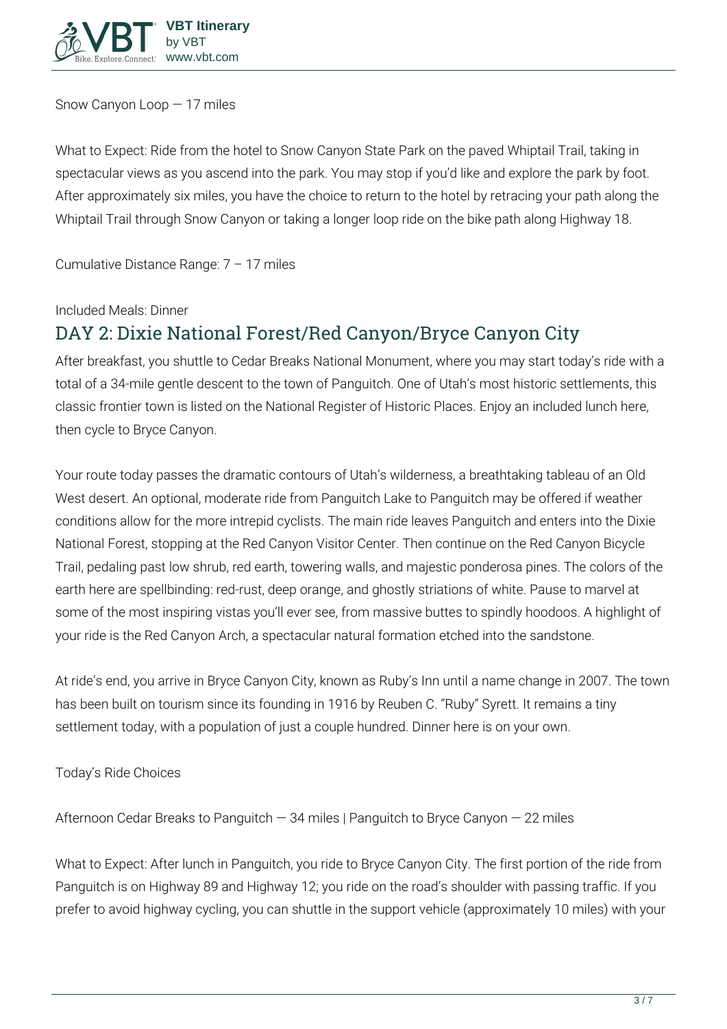Snow Canyon Loop — 17 miles

What to Expect: Ride from the hotel to Snow Canyon State Park on the paved Whiptail Trail, taking in spectacular views as you ascend into the park. You may stop if you'd like and explore the park by foot. After approximately six miles, you have the choice to return to the hotel by retracing your path along the Whiptail Trail through Snow Canyon or taking a longer loop ride on the bike path along Highway 18.

Cumulative Distance Range: 7 – 17 miles

Included Meals: Dinner

## DAY 2: Dixie National Forest/Red Canyon/Bryce Canyon City

After breakfast, you shuttle to Cedar Breaks National Monument, where you may start today's ride with a total of a 34-mile gentle descent to the town of Panguitch. One of Utah's most historic settlements, this classic frontier town is listed on the National Register of Historic Places. Enjoy an included lunch here, then cycle to Bryce Canyon.

Your route today passes the dramatic contours of Utah's wilderness, a breathtaking tableau of an Old West desert. An optional, moderate ride from Panguitch Lake to Panguitch may be offered if weather conditions allow for the more intrepid cyclists. The main ride leaves Panguitch and enters into the Dixie National Forest, stopping at the Red Canyon Visitor Center. Then continue on the Red Canyon Bicycle Trail, pedaling past low shrub, red earth, towering walls, and majestic ponderosa pines. The colors of the earth here are spellbinding: red-rust, deep orange, and ghostly striations of white. Pause to marvel at some of the most inspiring vistas you'll ever see, from massive buttes to spindly hoodoos. A highlight of your ride is the Red Canyon Arch, a spectacular natural formation etched into the sandstone.

At ride's end, you arrive in Bryce Canyon City, known as Ruby's Inn until a name change in 2007. The town has been built on tourism since its founding in 1916 by Reuben C. "Ruby" Syrett. It remains a tiny settlement today, with a population of just a couple hundred. Dinner here is on your own.

Today's Ride Choices

Afternoon Cedar Breaks to Panguitch — 34 miles | Panguitch to Bryce Canyon — 22 miles

What to Expect: After lunch in Panguitch, you ride to Bryce Canyon City. The first portion of the ride from Panguitch is on Highway 89 and Highway 12; you ride on the road's shoulder with passing traffic. If you prefer to avoid highway cycling, you can shuttle in the support vehicle (approximately 10 miles) with your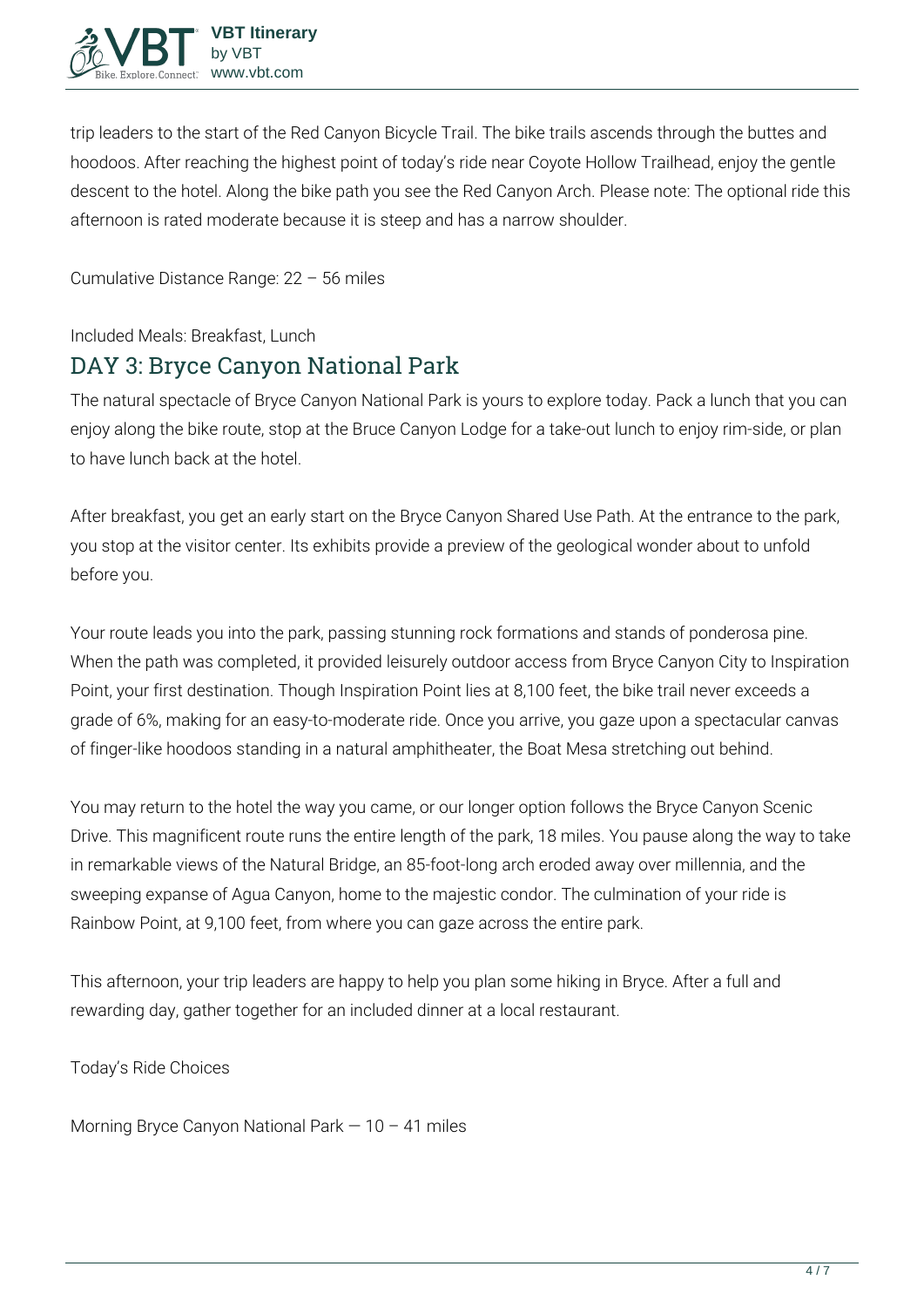trip leaders to the start of the Red Canyon Bicycle Trail. The bike trails ascends through the buttes and hoodoos. After reaching the highest point of today's ride near Coyote Hollow Trailhead, enjoy the gentle descent to the hotel. Along the bike path you see the Red Canyon Arch. Please note: The optional ride this afternoon is rated moderate because it is steep and has a narrow shoulder.

Cumulative Distance Range: 22 – 56 miles

Included Meals: Breakfast, Lunch

## DAY 3: Bryce Canyon National Park

The natural spectacle of Bryce Canyon National Park is yours to explore today. Pack a lunch that you can enjoy along the bike route, stop at the Bruce Canyon Lodge for a take-out lunch to enjoy rim-side, or plan to have lunch back at the hotel.

After breakfast, you get an early start on the Bryce Canyon Shared Use Path. At the entrance to the park, you stop at the visitor center. Its exhibits provide a preview of the geological wonder about to unfold before you.

Your route leads you into the park, passing stunning rock formations and stands of ponderosa pine. When the path was completed, it provided leisurely outdoor access from Bryce Canyon City to Inspiration Point, your first destination. Though Inspiration Point lies at 8,100 feet, the bike trail never exceeds a grade of 6%, making for an easy-to-moderate ride. Once you arrive, you gaze upon a spectacular canvas of finger-like hoodoos standing in a natural amphitheater, the Boat Mesa stretching out behind.

You may return to the hotel the way you came, or our longer option follows the Bryce Canyon Scenic Drive. This magnificent route runs the entire length of the park, 18 miles. You pause along the way to take in remarkable views of the Natural Bridge, an 85-foot-long arch eroded away over millennia, and the sweeping expanse of Agua Canyon, home to the majestic condor. The culmination of your ride is Rainbow Point, at 9,100 feet, from where you can gaze across the entire park.

This afternoon, your trip leaders are happy to help you plan some hiking in Bryce. After a full and rewarding day, gather together for an included dinner at a local restaurant.

Today's Ride Choices

Morning Bryce Canyon National Park — 10 – 41 miles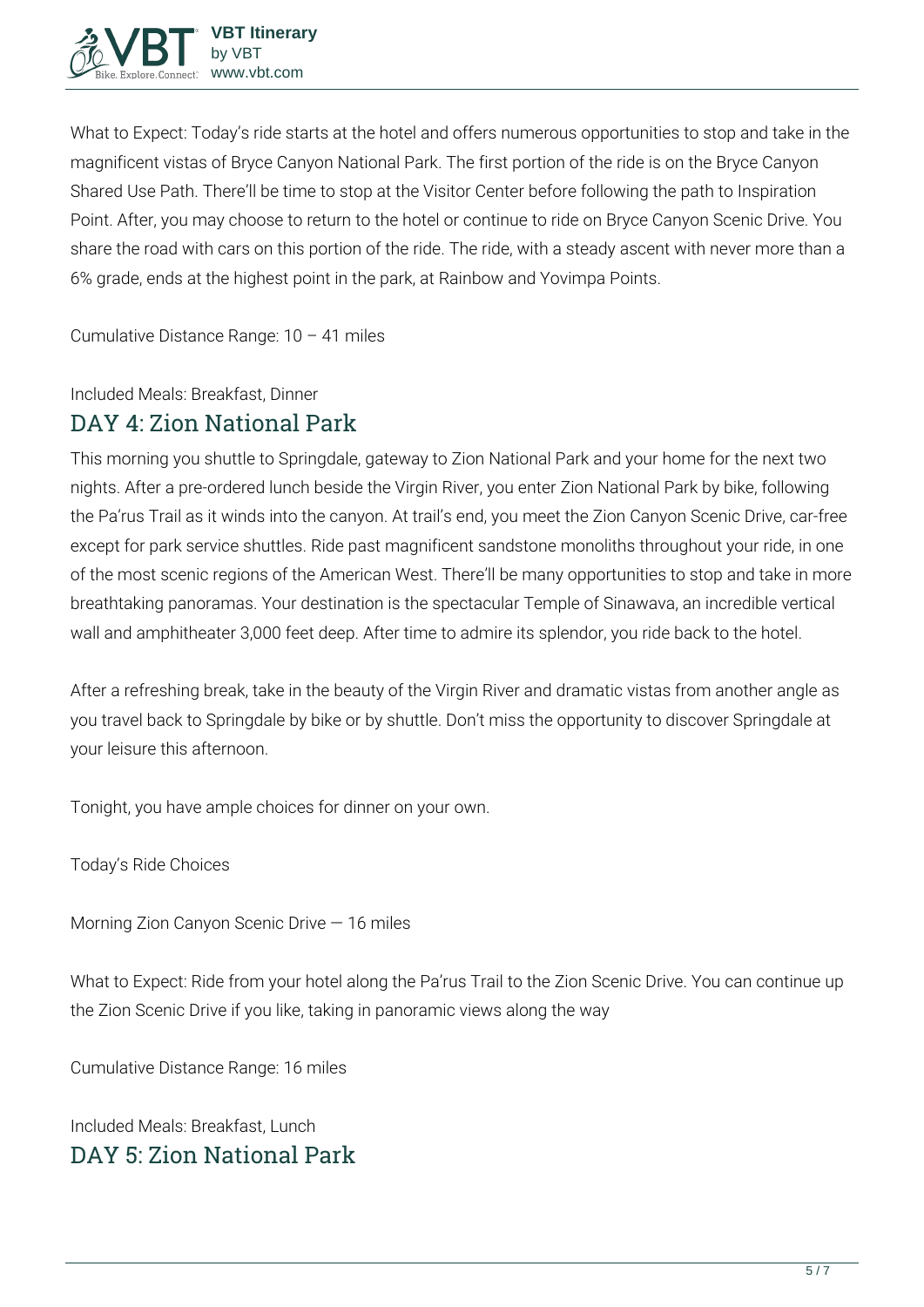What to Expect: Today's ride starts at the hotel and offers numerous opportunities to stop and take in the magnificent vistas of Bryce Canyon National Park. The first portion of the ride is on the Bryce Canyon Shared Use Path. There'll be time to stop at the Visitor Center before following the path to Inspiration Point. After, you may choose to return to the hotel or continue to ride on Bryce Canyon Scenic Drive. You share the road with cars on this portion of the ride. The ride, with a steady ascent with never more than a 6% grade, ends at the highest point in the park, at Rainbow and Yovimpa Points.

Cumulative Distance Range: 10 – 41 miles

Included Meals: Breakfast, Dinner

## DAY 4: Zion National Park

This morning you shuttle to Springdale, gateway to Zion National Park and your home for the next two nights. After a pre-ordered lunch beside the Virgin River, you enter Zion National Park by bike, following the Pa'rus Trail as it winds into the canyon. At trail's end, you meet the Zion Canyon Scenic Drive, car-free except for park service shuttles. Ride past magnificent sandstone monoliths throughout your ride, in one of the most scenic regions of the American West. There'll be many opportunities to stop and take in more breathtaking panoramas. Your destination is the spectacular Temple of Sinawava, an incredible vertical wall and amphitheater 3,000 feet deep. After time to admire its splendor, you ride back to the hotel.

After a refreshing break, take in the beauty of the Virgin River and dramatic vistas from another angle as you travel back to Springdale by bike or by shuttle. Don't miss the opportunity to discover Springdale at your leisure this afternoon.

Tonight, you have ample choices for dinner on your own.

Today's Ride Choices

Morning Zion Canyon Scenic Drive — 16 miles

What to Expect: Ride from your hotel along the Pa'rus Trail to the Zion Scenic Drive. You can continue up the Zion Scenic Drive if you like, taking in panoramic views along the way

Cumulative Distance Range: 16 miles

Included Meals: Breakfast, Lunch

## DAY 5: Zion National Park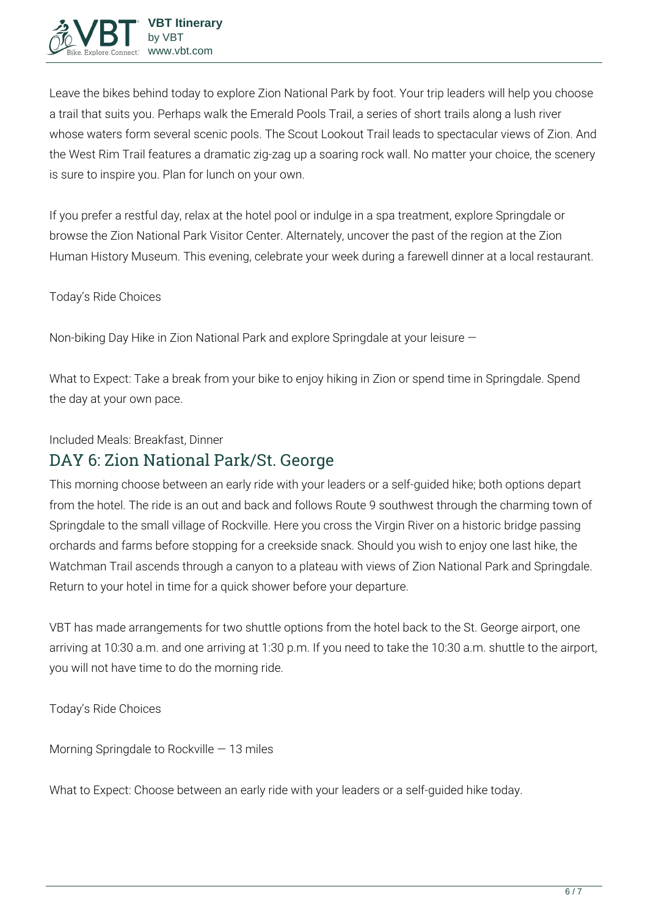Leave the bikes behind today to explore Zion National Park by foot. Your trip leaders will help you choose a trail that suits you. Perhaps walk the Emerald Pools Trail, a series of short trails along a lush river whose waters form several scenic pools. The Scout Lookout Trail leads to spectacular views of Zion. And the West Rim Trail features a dramatic zig-zag up a soaring rock wall. No matter your choice, the scenery is sure to inspire you. Plan for lunch on your own.

If you prefer a restful day, relax at the hotel pool or indulge in a spa treatment, explore Springdale or browse the Zion National Park Visitor Center. Alternately, uncover the past of the region at the Zion Human History Museum. This evening, celebrate your week during a farewell dinner at a local restaurant.

Today's Ride Choices

Non-biking Day Hike in Zion National Park and explore Springdale at your leisure —

What to Expect: Take a break from your bike to enjoy hiking in Zion or spend time in Springdale. Spend the day at your own pace.

Included Meals: Breakfast, Dinner

## DAY 6: Zion National Park/St. George

This morning choose between an early ride with your leaders or a self-guided hike; both options depart from the hotel. The ride is an out and back and follows Route 9 southwest through the charming town of Springdale to the small village of Rockville. Here you cross the Virgin River on a historic bridge passing orchards and farms before stopping for a creekside snack. Should you wish to enjoy one last hike, the Watchman Trail ascends through a canyon to a plateau with views of Zion National Park and Springdale. Return to your hotel in time for a quick shower before your departure.

VBT has made arrangements for two shuttle options from the hotel back to the St. George airport, one arriving at 10:30 a.m. and one arriving at 1:30 p.m. If you need to take the 10:30 a.m. shuttle to the airport, you will not have time to do the morning ride.

Today's Ride Choices

Morning Springdale to Rockville — 13 miles

What to Expect: Choose between an early ride with your leaders or a self-guided hike today.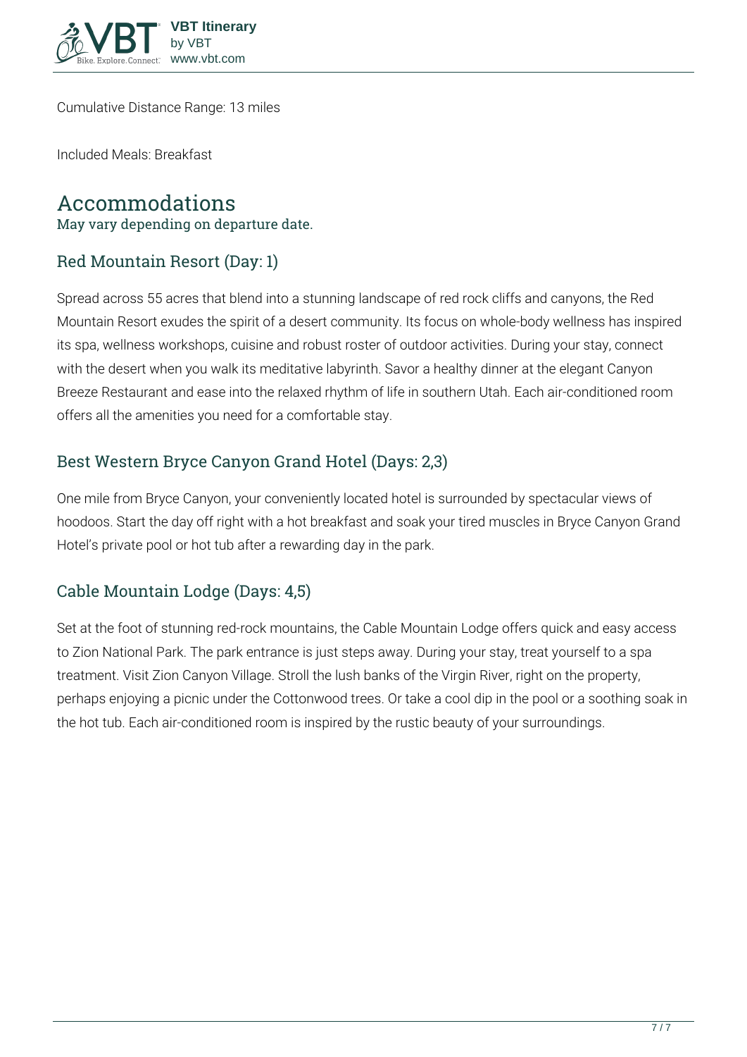Cumulative Distance Range: 13 miles

Included Meals: Breakfast

# Accommodations

May vary depending on departure date.

## Red Mountain Resort (Day: 1)

Spread across 55 acres that blend into a stunning landscape of red rock cliffs and canyons, the Red Mountain Resort exudes the spirit of a desert community. Its focus on whole-body wellness has inspired its spa, wellness workshops, cuisine and robust roster of outdoor activities. During your stay, connect with the desert when you walk its meditative labyrinth. Savor a healthy dinner at the elegant Canyon Breeze Restaurant and ease into the relaxed rhythm of life in southern Utah. Each air-conditioned room offers all the amenities you need for a comfortable stay.

## Best Western Bryce Canyon Grand Hotel (Days: 2,3)

One mile from Bryce Canyon, your conveniently located hotel is surrounded by spectacular views of hoodoos. Start the day off right with a hot breakfast and soak your tired muscles in Bryce Canyon Grand Hotel's private pool or hot tub after a rewarding day in the park.

## Cable Mountain Lodge (Days: 4,5)

Set at the foot of stunning red-rock mountains, the Cable Mountain Lodge offers quick and easy access to Zion National Park. The park entrance is just steps away. During your stay, treat yourself to a spa treatment. Visit Zion Canyon Village. Stroll the lush banks of the Virgin River, right on the property, perhaps enjoying a picnic under the Cottonwood trees. Or take a cool dip in the pool or a soothing soak in the hot tub. Each air-conditioned room is inspired by the rustic beauty of your surroundings.